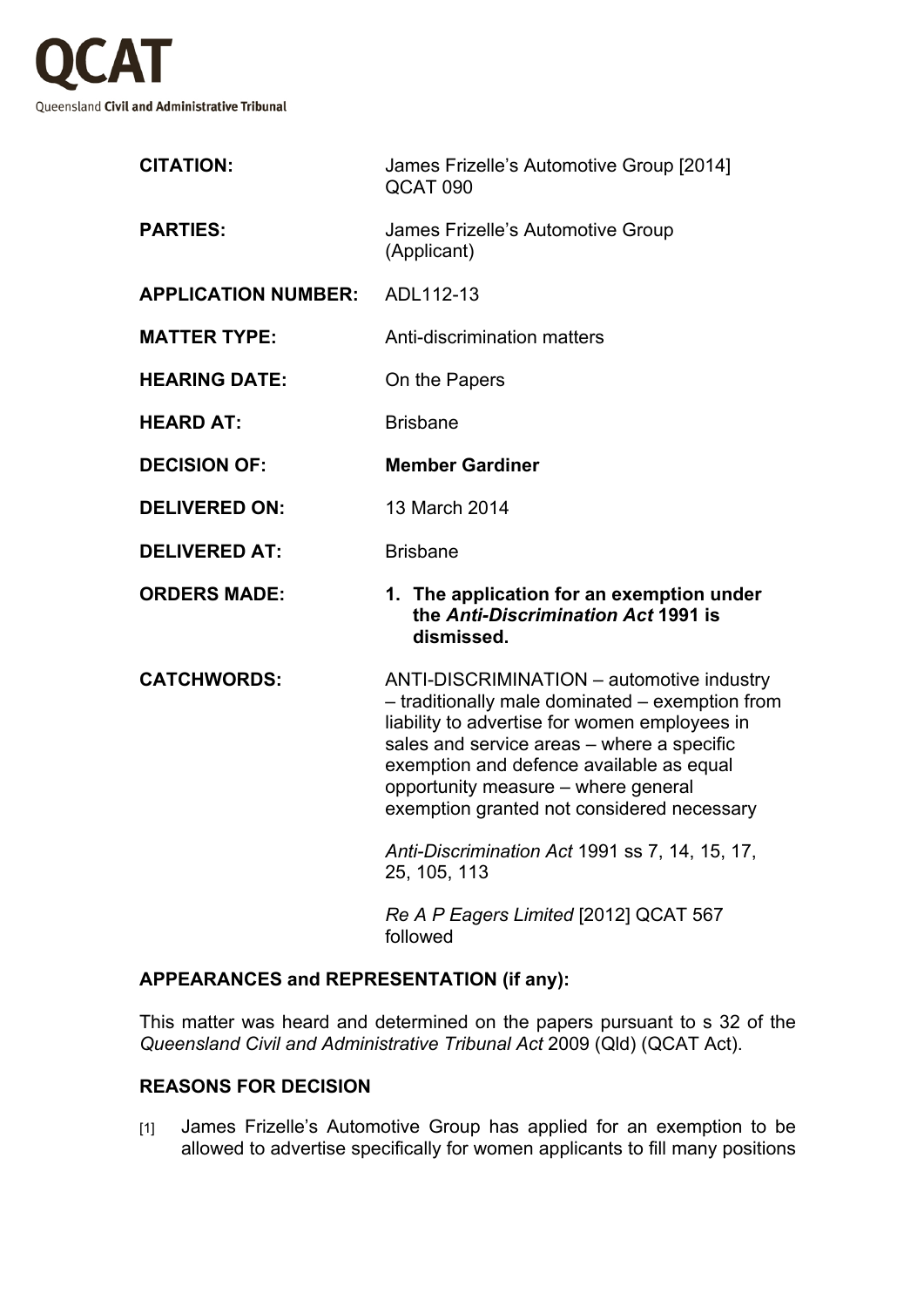# QCAT

Queensland **Civil and Administrative Tribunal**

| | |
|---|---|
| **CITATION:** | James Frizelle's Automotive Group [2014] QCAT 090 |
| **PARTIES:** | James Frizelle's Automotive Group (Applicant) |
| **APPLICATION NUMBER:** | ADL112-13 |
| **MATTER TYPE:** | Anti-discrimination matters |
| **HEARING DATE:** | On the Papers |
| **HEARD AT:** | Brisbane |
| **DECISION OF:** | **Member Gardiner** |
| **DELIVERED ON:** | 13 March 2014 |
| **DELIVERED AT:** | Brisbane |
| **ORDERS MADE:** | **1. The application for an exemption under the *Anti-Discrimination Act* 1991 is dismissed.** |
| **CATCHWORDS:** | ANTI-DISCRIMINATION – automotive industry – traditionally male dominated – exemption from liability to advertise for women employees in sales and service areas – where a specific exemption and defence available as equal opportunity measure – where general exemption granted not considered necessary<br><br>*Anti-Discrimination Act* 1991 ss 7, 14, 15, 17, 25, 105, 113<br><br>*Re A P Eagers Limited* [2012] QCAT 567 followed |

## APPEARANCES and REPRESENTATION (if any):

This matter was heard and determined on the papers pursuant to s 32 of the *Queensland Civil and Administrative Tribunal Act* 2009 (Qld) (QCAT Act).

## REASONS FOR DECISION

[1] James Frizelle's Automotive Group has applied for an exemption to be allowed to advertise specifically for women applicants to fill many positions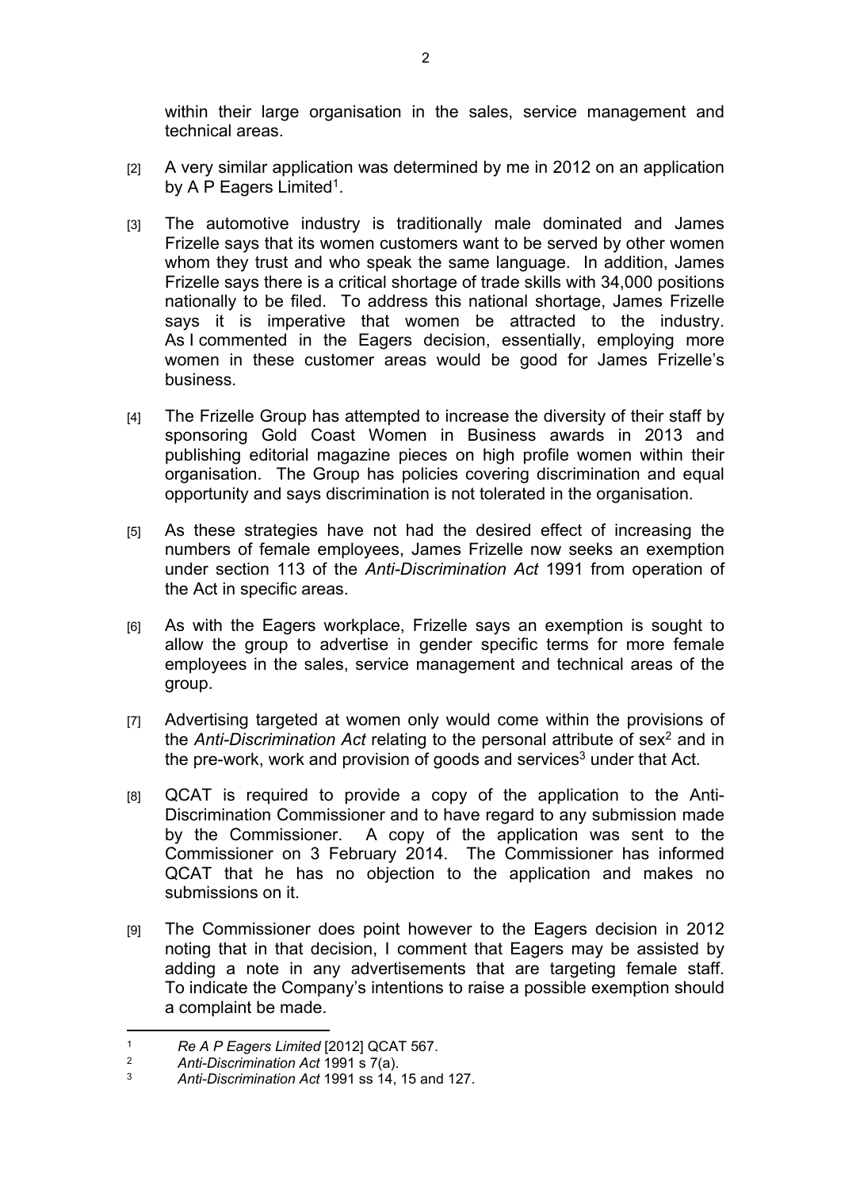within their large organisation in the sales, service management and technical areas.

[2] A very similar application was determined by me in 2012 on an application by A P Eagers Limited[1].

[3] The automotive industry is traditionally male dominated and James Frizelle says that its women customers want to be served by other women whom they trust and who speak the same language. In addition, James Frizelle says there is a critical shortage of trade skills with 34,000 positions nationally to be filed. To address this national shortage, James Frizelle says it is imperative that women be attracted to the industry. As I commented in the Eagers decision, essentially, employing more women in these customer areas would be good for James Frizelle's business.

[4] The Frizelle Group has attempted to increase the diversity of their staff by sponsoring Gold Coast Women in Business awards in 2013 and publishing editorial magazine pieces on high profile women within their organisation. The Group has policies covering discrimination and equal opportunity and says discrimination is not tolerated in the organisation.

[5] As these strategies have not had the desired effect of increasing the numbers of female employees, James Frizelle now seeks an exemption under section 113 of the *Anti-Discrimination Act* 1991 from operation of the Act in specific areas.

[6] As with the Eagers workplace, Frizelle says an exemption is sought to allow the group to advertise in gender specific terms for more female employees in the sales, service management and technical areas of the group.

[7] Advertising targeted at women only would come within the provisions of the *Anti-Discrimination Act* relating to the personal attribute of sex[2] and in the pre-work, work and provision of goods and services[3] under that Act.

[8] QCAT is required to provide a copy of the application to the Anti-Discrimination Commissioner and to have regard to any submission made by the Commissioner. A copy of the application was sent to the Commissioner on 3 February 2014. The Commissioner has informed QCAT that he has no objection to the application and makes no submissions on it.

[9] The Commissioner does point however to the Eagers decision in 2012 noting that in that decision, I comment that Eagers may be assisted by adding a note in any advertisements that are targeting female staff. To indicate the Company's intentions to raise a possible exemption should a complaint be made.

---

[1] *Re A P Eagers Limited* [2012] QCAT 567.

[2] *Anti-Discrimination Act* 1991 s 7(a).

[3] *Anti-Discrimination Act* 1991 ss 14, 15 and 127.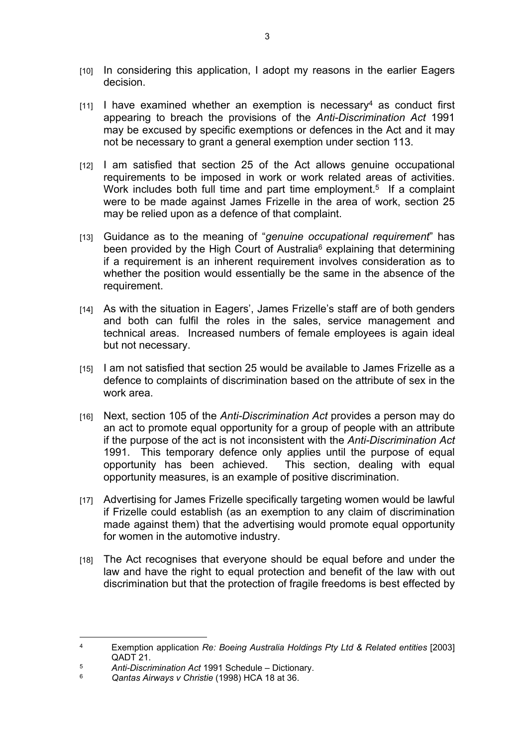[10] In considering this application, I adopt my reasons in the earlier Eagers decision.

[11] I have examined whether an exemption is necessary[4] as conduct first appearing to breach the provisions of the *Anti-Discrimination Act* 1991 may be excused by specific exemptions or defences in the Act and it may not be necessary to grant a general exemption under section 113.

[12] I am satisfied that section 25 of the Act allows genuine occupational requirements to be imposed in work or work related areas of activities. Work includes both full time and part time employment.[5] If a complaint were to be made against James Frizelle in the area of work, section 25 may be relied upon as a defence of that complaint.

[13] Guidance as to the meaning of "*genuine occupational requirement*" has been provided by the High Court of Australia[6] explaining that determining if a requirement is an inherent requirement involves consideration as to whether the position would essentially be the same in the absence of the requirement.

[14] As with the situation in Eagers', James Frizelle's staff are of both genders and both can fulfil the roles in the sales, service management and technical areas. Increased numbers of female employees is again ideal but not necessary.

[15] I am not satisfied that section 25 would be available to James Frizelle as a defence to complaints of discrimination based on the attribute of sex in the work area.

[16] Next, section 105 of the *Anti-Discrimination Act* provides a person may do an act to promote equal opportunity for a group of people with an attribute if the purpose of the act is not inconsistent with the *Anti-Discrimination Act* 1991. This temporary defence only applies until the purpose of equal opportunity has been achieved. This section, dealing with equal opportunity measures, is an example of positive discrimination.

[17] Advertising for James Frizelle specifically targeting women would be lawful if Frizelle could establish (as an exemption to any claim of discrimination made against them) that the advertising would promote equal opportunity for women in the automotive industry.

[18] The Act recognises that everyone should be equal before and under the law and have the right to equal protection and benefit of the law with out discrimination but that the protection of fragile freedoms is best effected by

---

[4] Exemption application *Re: Boeing Australia Holdings Pty Ltd & Related entities* [2003] QADT 21.

[5] *Anti-Discrimination Act* 1991 Schedule – Dictionary.

[6] *Qantas Airways v Christie* (1998) HCA 18 at 36.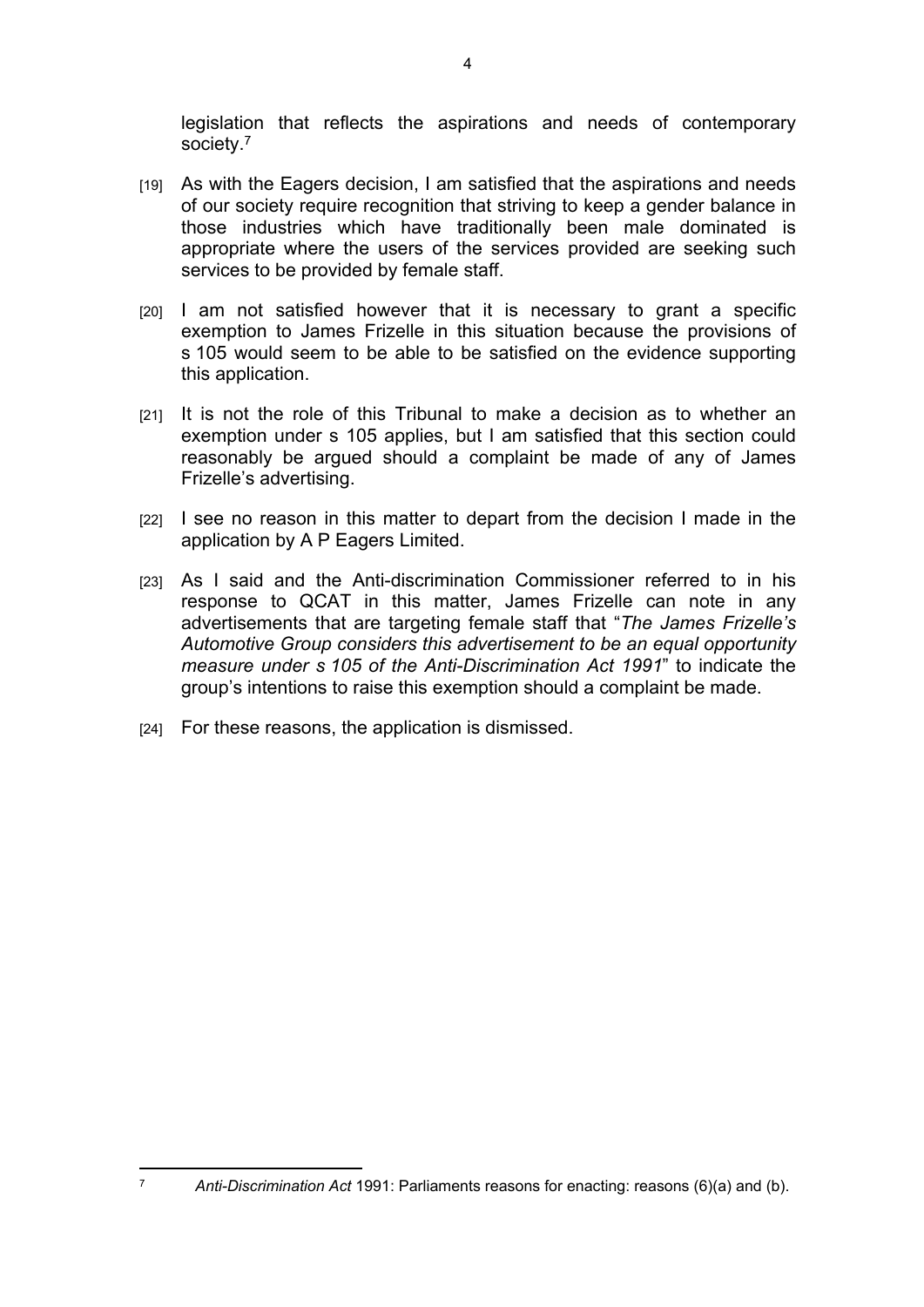legislation that reflects the aspirations and needs of contemporary society.[7]

[19] As with the Eagers decision, I am satisfied that the aspirations and needs of our society require recognition that striving to keep a gender balance in those industries which have traditionally been male dominated is appropriate where the users of the services provided are seeking such services to be provided by female staff.

[20] I am not satisfied however that it is necessary to grant a specific exemption to James Frizelle in this situation because the provisions of s 105 would seem to be able to be satisfied on the evidence supporting this application.

[21] It is not the role of this Tribunal to make a decision as to whether an exemption under s 105 applies, but I am satisfied that this section could reasonably be argued should a complaint be made of any of James Frizelle's advertising.

[22] I see no reason in this matter to depart from the decision I made in the application by A P Eagers Limited.

[23] As I said and the Anti-discrimination Commissioner referred to in his response to QCAT in this matter, James Frizelle can note in any advertisements that are targeting female staff that "*The James Frizelle's Automotive Group considers this advertisement to be an equal opportunity measure under s 105 of the Anti-Discrimination Act 1991*" to indicate the group's intentions to raise this exemption should a complaint be made.

[24] For these reasons, the application is dismissed.

---

[7] *Anti-Discrimination Act* 1991: Parliaments reasons for enacting: reasons (6)(a) and (b).